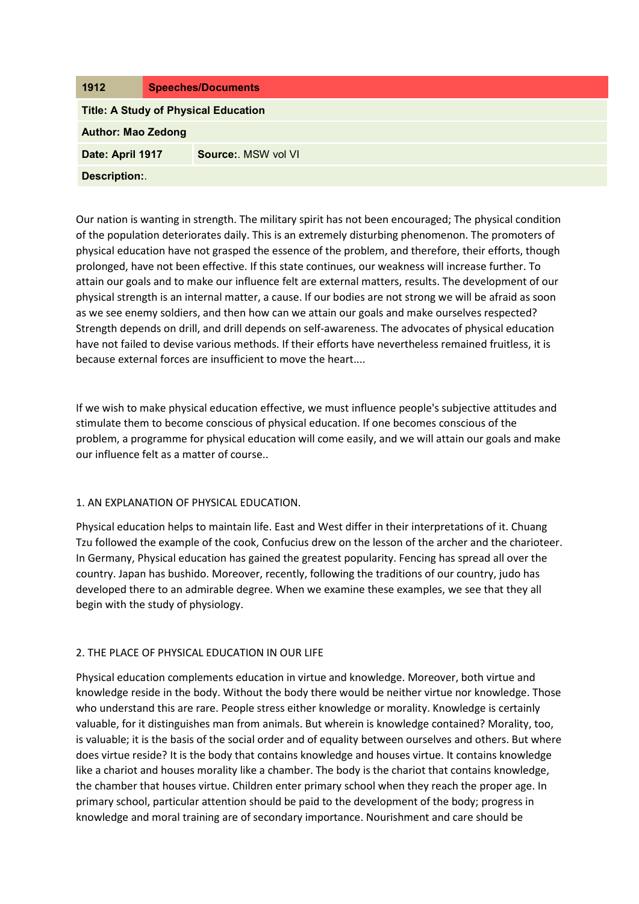| 1912 | Speeches/Documents |
|---|---|
| **Title: A Study of Physical Education** | |
| **Author: Mao Zedong** | |
| **Date: April 1917** | **Source:**. MSW vol VI |
| **Description:**. | |

Our nation is wanting in strength. The military spirit has not been encouraged; The physical condition of the population deteriorates daily. This is an extremely disturbing phenomenon. The promoters of physical education have not grasped the essence of the problem, and therefore, their efforts, though prolonged, have not been effective. If this state continues, our weakness will increase further. To attain our goals and to make our influence felt are external matters, results. The development of our physical strength is an internal matter, a cause. If our bodies are not strong we will be afraid as soon as we see enemy soldiers, and then how can we attain our goals and make ourselves respected? Strength depends on drill, and drill depends on self-awareness. The advocates of physical education have not failed to devise various methods. If their efforts have nevertheless remained fruitless, it is because external forces are insufficient to move the heart....

If we wish to make physical education effective, we must influence people's subjective attitudes and stimulate them to become conscious of physical education. If one becomes conscious of the problem, a programme for physical education will come easily, and we will attain our goals and make our influence felt as a matter of course..

## 1. AN EXPLANATION OF PHYSICAL EDUCATION.

Physical education helps to maintain life. East and West differ in their interpretations of it. Chuang Tzu followed the example of the cook, Confucius drew on the lesson of the archer and the charioteer. In Germany, Physical education has gained the greatest popularity. Fencing has spread all over the country. Japan has bushido. Moreover, recently, following the traditions of our country, judo has developed there to an admirable degree. When we examine these examples, we see that they all begin with the study of physiology.

## 2. THE PLACE OF PHYSICAL EDUCATION IN OUR LIFE

Physical education complements education in virtue and knowledge. Moreover, both virtue and knowledge reside in the body. Without the body there would be neither virtue nor knowledge. Those who understand this are rare. People stress either knowledge or morality. Knowledge is certainly valuable, for it distinguishes man from animals. But wherein is knowledge contained? Morality, too, is valuable; it is the basis of the social order and of equality between ourselves and others. But where does virtue reside? It is the body that contains knowledge and houses virtue. It contains knowledge like a chariot and houses morality like a chamber. The body is the chariot that contains knowledge, the chamber that houses virtue. Children enter primary school when they reach the proper age. In primary school, particular attention should be paid to the development of the body; progress in knowledge and moral training are of secondary importance. Nourishment and care should be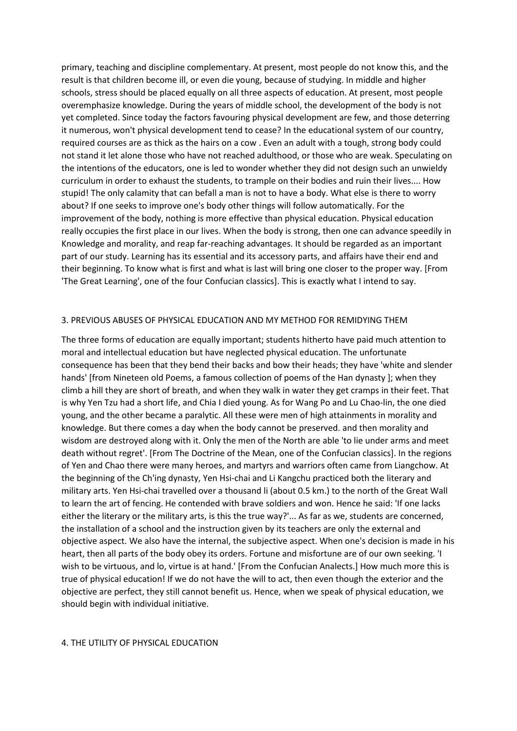primary, teaching and discipline complementary. At present, most people do not know this, and the result is that children become ill, or even die young, because of studying. In middle and higher schools, stress should be placed equally on all three aspects of education. At present, most people overemphasize knowledge. During the years of middle school, the development of the body is not yet completed. Since today the factors favouring physical development are few, and those deterring it numerous, won't physical development tend to cease? In the educational system of our country, required courses are as thick as the hairs on a cow . Even an adult with a tough, strong body could not stand it let alone those who have not reached adulthood, or those who are weak. Speculating on the intentions of the educators, one is led to wonder whether they did not design such an unwieldy curriculum in order to exhaust the students, to trample on their bodies and ruin their lives.... How stupid! The only calamity that can befall a man is not to have a body. What else is there to worry about? If one seeks to improve one's body other things will follow automatically. For the improvement of the body, nothing is more effective than physical education. Physical education really occupies the first place in our lives. When the body is strong, then one can advance speedily in Knowledge and morality, and reap far-reaching advantages. It should be regarded as an important part of our study. Learning has its essential and its accessory parts, and affairs have their end and their beginning. To know what is first and what is last will bring one closer to the proper way. [From 'The Great Learning', one of the four Confucian classics]. This is exactly what I intend to say.

## 3. PREVIOUS ABUSES OF PHYSICAL EDUCATION AND MY METHOD FOR REMIDYING THEM

The three forms of education are equally important; students hitherto have paid much attention to moral and intellectual education but have neglected physical education. The unfortunate consequence has been that they bend their backs and bow their heads; they have 'white and slender hands' [from Nineteen old Poems, a famous collection of poems of the Han dynasty ]; when they climb a hill they are short of breath, and when they walk in water they get cramps in their feet. That is why Yen Tzu had a short life, and Chia I died young. As for Wang Po and Lu Chao-lin, the one died young, and the other became a paralytic. All these were men of high attainments in morality and knowledge. But there comes a day when the body cannot be preserved. and then morality and wisdom are destroyed along with it. Only the men of the North are able 'to lie under arms and meet death without regret'. [From The Doctrine of the Mean, one of the Confucian classics]. In the regions of Yen and Chao there were many heroes, and martyrs and warriors often came from Liangchow. At the beginning of the Ch'ing dynasty, Yen Hsi-chai and Li Kangchu practiced both the literary and military arts. Yen Hsi-chai travelled over a thousand li (about 0.5 km.) to the north of the Great Wall to learn the art of fencing. He contended with brave soldiers and won. Hence he said: 'If one lacks either the literary or the military arts, is this the true way?'... As far as we, students are concerned, the installation of a school and the instruction given by its teachers are only the external and objective aspect. We also have the internal, the subjective aspect. When one's decision is made in his heart, then all parts of the body obey its orders. Fortune and misfortune are of our own seeking. 'I wish to be virtuous, and lo, virtue is at hand.' [From the Confucian Analects.] How much more this is true of physical education! If we do not have the will to act, then even though the exterior and the objective are perfect, they still cannot benefit us. Hence, when we speak of physical education, we should begin with individual initiative.

## 4. THE UTILITY OF PHYSICAL EDUCATION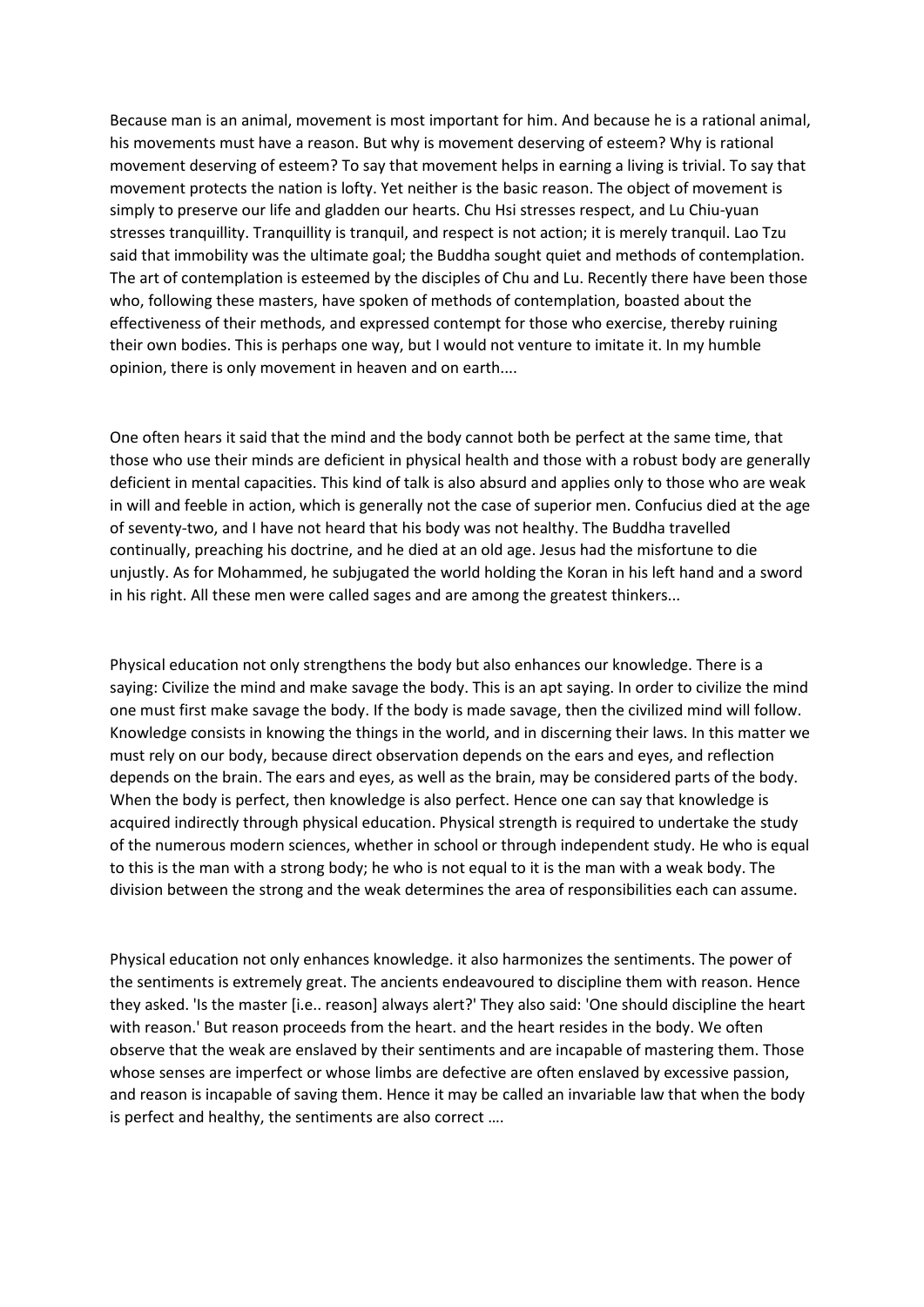Because man is an animal, movement is most important for him. And because he is a rational animal, his movements must have a reason. But why is movement deserving of esteem? Why is rational movement deserving of esteem? To say that movement helps in earning a living is trivial. To say that movement protects the nation is lofty. Yet neither is the basic reason. The object of movement is simply to preserve our life and gladden our hearts. Chu Hsi stresses respect, and Lu Chiu-yuan stresses tranquillity. Tranquillity is tranquil, and respect is not action; it is merely tranquil. Lao Tzu said that immobility was the ultimate goal; the Buddha sought quiet and methods of contemplation. The art of contemplation is esteemed by the disciples of Chu and Lu. Recently there have been those who, following these masters, have spoken of methods of contemplation, boasted about the effectiveness of their methods, and expressed contempt for those who exercise, thereby ruining their own bodies. This is perhaps one way, but I would not venture to imitate it. In my humble opinion, there is only movement in heaven and on earth....

One often hears it said that the mind and the body cannot both be perfect at the same time, that those who use their minds are deficient in physical health and those with a robust body are generally deficient in mental capacities. This kind of talk is also absurd and applies only to those who are weak in will and feeble in action, which is generally not the case of superior men. Confucius died at the age of seventy-two, and I have not heard that his body was not healthy. The Buddha travelled continually, preaching his doctrine, and he died at an old age. Jesus had the misfortune to die unjustly. As for Mohammed, he subjugated the world holding the Koran in his left hand and a sword in his right. All these men were called sages and are among the greatest thinkers...

Physical education not only strengthens the body but also enhances our knowledge. There is a saying: Civilize the mind and make savage the body. This is an apt saying. In order to civilize the mind one must first make savage the body. If the body is made savage, then the civilized mind will follow. Knowledge consists in knowing the things in the world, and in discerning their laws. In this matter we must rely on our body, because direct observation depends on the ears and eyes, and reflection depends on the brain. The ears and eyes, as well as the brain, may be considered parts of the body. When the body is perfect, then knowledge is also perfect. Hence one can say that knowledge is acquired indirectly through physical education. Physical strength is required to undertake the study of the numerous modern sciences, whether in school or through independent study. He who is equal to this is the man with a strong body; he who is not equal to it is the man with a weak body. The division between the strong and the weak determines the area of responsibilities each can assume.

Physical education not only enhances knowledge. it also harmonizes the sentiments. The power of the sentiments is extremely great. The ancients endeavoured to discipline them with reason. Hence they asked. 'Is the master [i.e.. reason] always alert?' They also said: 'One should discipline the heart with reason.' But reason proceeds from the heart. and the heart resides in the body. We often observe that the weak are enslaved by their sentiments and are incapable of mastering them. Those whose senses are imperfect or whose limbs are defective are often enslaved by excessive passion, and reason is incapable of saving them. Hence it may be called an invariable law that when the body is perfect and healthy, the sentiments are also correct ….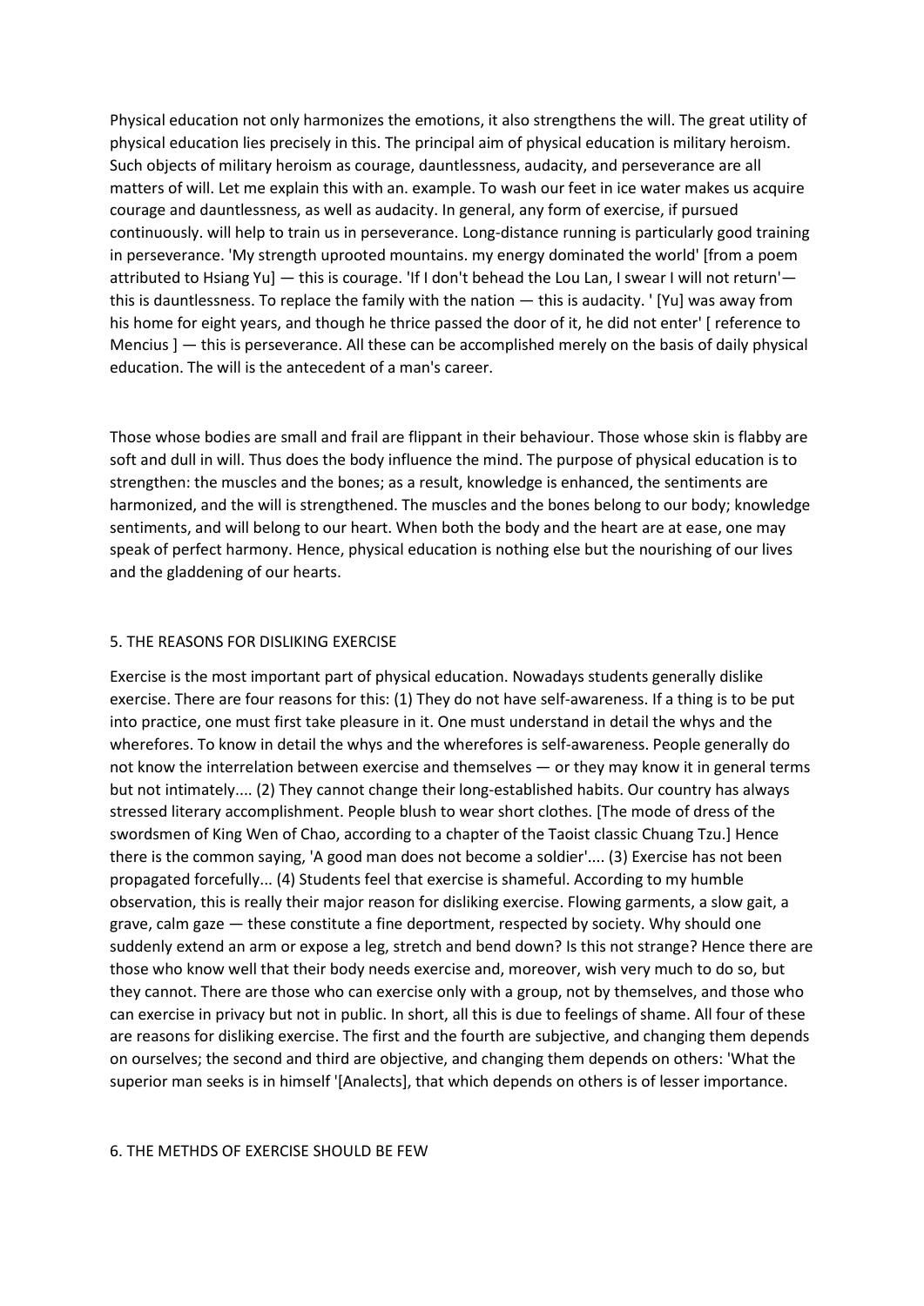Physical education not only harmonizes the emotions, it also strengthens the will. The great utility of physical education lies precisely in this. The principal aim of physical education is military heroism. Such objects of military heroism as courage, dauntlessness, audacity, and perseverance are all matters of will. Let me explain this with an. example. To wash our feet in ice water makes us acquire courage and dauntlessness, as well as audacity. In general, any form of exercise, if pursued continuously. will help to train us in perseverance. Long-distance running is particularly good training in perseverance. 'My strength uprooted mountains. my energy dominated the world' [from a poem attributed to Hsiang Yu] — this is courage. 'If I don't behead the Lou Lan, I swear I will not return'— this is dauntlessness. To replace the family with the nation — this is audacity. ' [Yu] was away from his home for eight years, and though he thrice passed the door of it, he did not enter' [ reference to Mencius ] — this is perseverance. All these can be accomplished merely on the basis of daily physical education. The will is the antecedent of a man's career.

Those whose bodies are small and frail are flippant in their behaviour. Those whose skin is flabby are soft and dull in will. Thus does the body influence the mind. The purpose of physical education is to strengthen: the muscles and the bones; as a result, knowledge is enhanced, the sentiments are harmonized, and the will is strengthened. The muscles and the bones belong to our body; knowledge sentiments, and will belong to our heart. When both the body and the heart are at ease, one may speak of perfect harmony. Hence, physical education is nothing else but the nourishing of our lives and the gladdening of our hearts.

## 5. THE REASONS FOR DISLIKING EXERCISE

Exercise is the most important part of physical education. Nowadays students generally dislike exercise. There are four reasons for this: (1) They do not have self-awareness. If a thing is to be put into practice, one must first take pleasure in it. One must understand in detail the whys and the wherefores. To know in detail the whys and the wherefores is self-awareness. People generally do not know the interrelation between exercise and themselves — or they may know it in general terms but not intimately.... (2) They cannot change their long-established habits. Our country has always stressed literary accomplishment. People blush to wear short clothes. [The mode of dress of the swordsmen of King Wen of Chao, according to a chapter of the Taoist classic Chuang Tzu.] Hence there is the common saying, 'A good man does not become a soldier'.... (3) Exercise has not been propagated forcefully... (4) Students feel that exercise is shameful. According to my humble observation, this is really their major reason for disliking exercise. Flowing garments, a slow gait, a grave, calm gaze — these constitute a fine deportment, respected by society. Why should one suddenly extend an arm or expose a leg, stretch and bend down? Is this not strange? Hence there are those who know well that their body needs exercise and, moreover, wish very much to do so, but they cannot. There are those who can exercise only with a group, not by themselves, and those who can exercise in privacy but not in public. In short, all this is due to feelings of shame. All four of these are reasons for disliking exercise. The first and the fourth are subjective, and changing them depends on ourselves; the second and third are objective, and changing them depends on others: 'What the superior man seeks is in himself '[Analects], that which depends on others is of lesser importance.

## 6. THE METHDS OF EXERCISE SHOULD BE FEW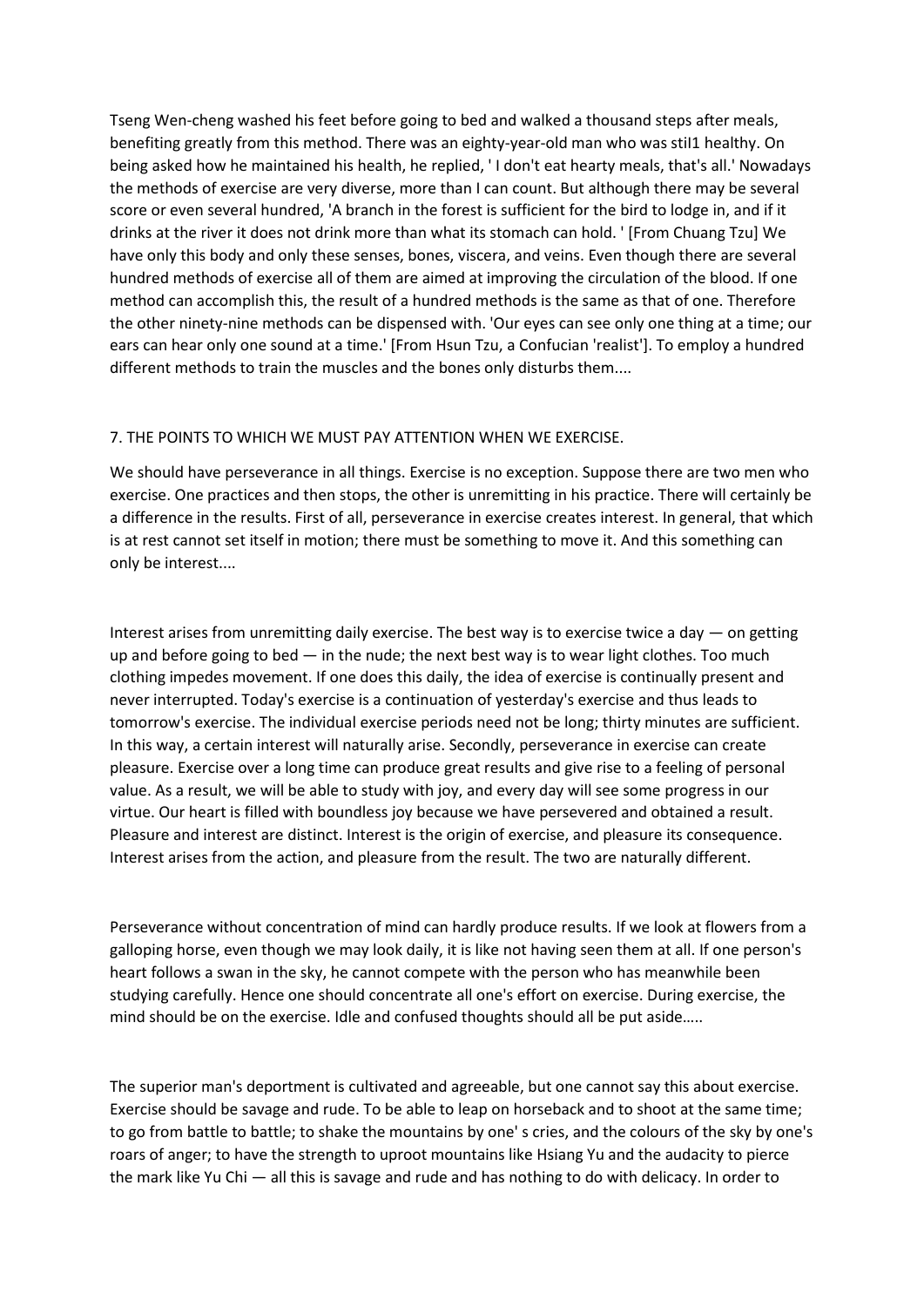Tseng Wen-cheng washed his feet before going to bed and walked a thousand steps after meals, benefiting greatly from this method. There was an eighty-year-old man who was stiI1 healthy. On being asked how he maintained his health, he replied, ' I don't eat hearty meals, that's all.' Nowadays the methods of exercise are very diverse, more than I can count. But although there may be several score or even several hundred, 'A branch in the forest is sufficient for the bird to lodge in, and if it drinks at the river it does not drink more than what its stomach can hold. ' [From Chuang Tzu] We have only this body and only these senses, bones, viscera, and veins. Even though there are several hundred methods of exercise all of them are aimed at improving the circulation of the blood. If one method can accomplish this, the result of a hundred methods is the same as that of one. Therefore the other ninety-nine methods can be dispensed with. 'Our eyes can see only one thing at a time; our ears can hear only one sound at a time.' [From Hsun Tzu, a Confucian 'realist']. To employ a hundred different methods to train the muscles and the bones only disturbs them....

7. THE POINTS TO WHICH WE MUST PAY ATTENTION WHEN WE EXERCISE.

We should have perseverance in all things. Exercise is no exception. Suppose there are two men who exercise. One practices and then stops, the other is unremitting in his practice. There will certainly be a difference in the results. First of all, perseverance in exercise creates interest. In general, that which is at rest cannot set itself in motion; there must be something to move it. And this something can only be interest....

Interest arises from unremitting daily exercise. The best way is to exercise twice a day — on getting up and before going to bed — in the nude; the next best way is to wear light clothes. Too much clothing impedes movement. If one does this daily, the idea of exercise is continually present and never interrupted. Today's exercise is a continuation of yesterday's exercise and thus leads to tomorrow's exercise. The individual exercise periods need not be long; thirty minutes are sufficient. In this way, a certain interest will naturally arise. Secondly, perseverance in exercise can create pleasure. Exercise over a long time can produce great results and give rise to a feeling of personal value. As a result, we will be able to study with joy, and every day will see some progress in our virtue. Our heart is filled with boundless joy because we have persevered and obtained a result. Pleasure and interest are distinct. Interest is the origin of exercise, and pleasure its consequence. Interest arises from the action, and pleasure from the result. The two are naturally different.

Perseverance without concentration of mind can hardly produce results. If we look at flowers from a galloping horse, even though we may look daily, it is like not having seen them at all. If one person's heart follows a swan in the sky, he cannot compete with the person who has meanwhile been studying carefully. Hence one should concentrate all one's effort on exercise. During exercise, the mind should be on the exercise. Idle and confused thoughts should all be put aside…..

The superior man's deportment is cultivated and agreeable, but one cannot say this about exercise. Exercise should be savage and rude. To be able to leap on horseback and to shoot at the same time; to go from battle to battle; to shake the mountains by one' s cries, and the colours of the sky by one's roars of anger; to have the strength to uproot mountains like Hsiang Yu and the audacity to pierce the mark like Yu Chi — all this is savage and rude and has nothing to do with delicacy. In order to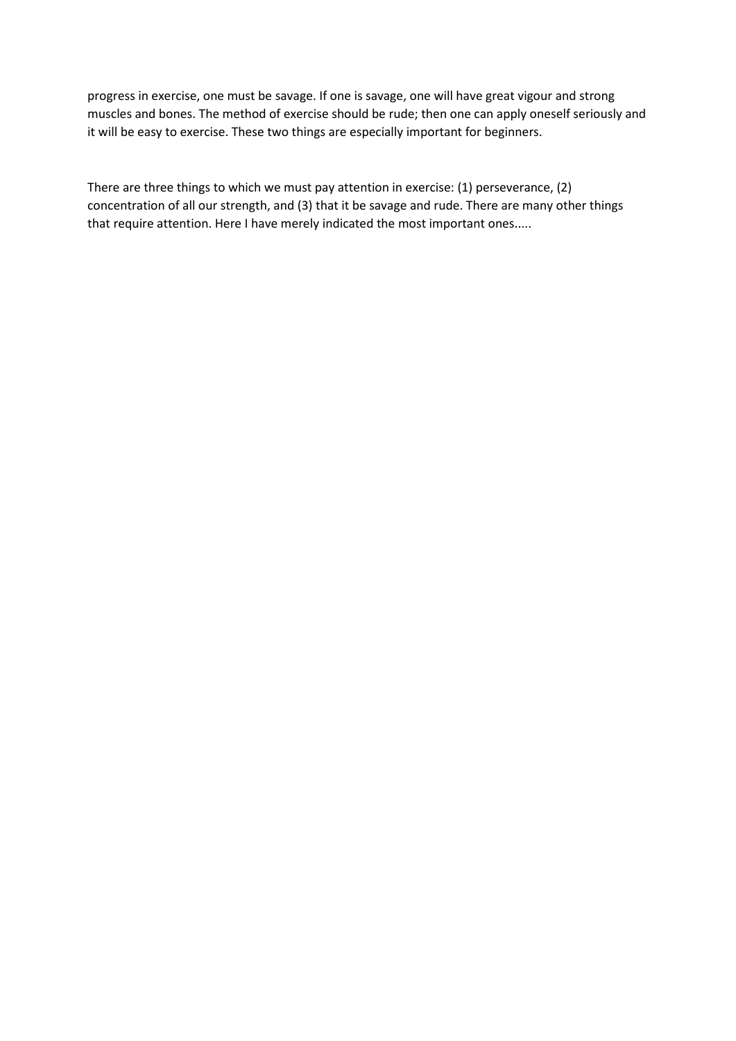progress in exercise, one must be savage. If one is savage, one will have great vigour and strong muscles and bones. The method of exercise should be rude; then one can apply oneself seriously and it will be easy to exercise. These two things are especially important for beginners.

There are three things to which we must pay attention in exercise: (1) perseverance, (2) concentration of all our strength, and (3) that it be savage and rude. There are many other things that require attention. Here I have merely indicated the most important ones.....